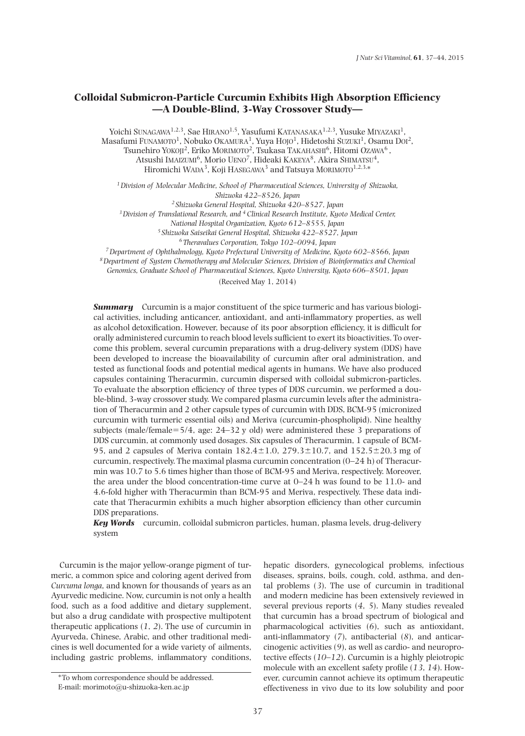# Colloidal Submicron-Particle Curcumin Exhibits High Absorption Efficiency —A Double-Blind, 3-Way Crossover Study—

Yoichi SUNAGAWA[1,2,3], Sae HIRANO[1,5], Yasufumi KATANASAKA[1,2,3], Yusuke MIYAZAKI[1], Masafumi FUNAMOTO[1], Nobuko OKAMURA[1], Yuya HOJO[1], Hidetoshi SUZUKI[1], Osamu DOI[2], Tsunehiro YOKOJI[2], Eriko MORIMOTO[2], Tsukasa TAKAHASHI[6], Hitomi OZAWA[6], Atsushi IMAIZUMI[6], Morio UENO[7], Hideaki KAKEYA[8], Akira SHIMATSU[4], Hiromichi WADA[3], Koji HASEGAWA[3] and Tatsuya MORIMOTO[1,2,3,*]

[1] *Division of Molecular Medicine, School of Pharmaceutical Sciences, University of Shizuoka, Shizuoka 422–8526, Japan*
[2] *Shizuoka General Hospital, Shizuoka 420–8527, Japan*
[3] *Division of Translational Research, and* [4] *Clinical Research Institute, Kyoto Medical Center, National Hospital Organization, Kyoto 612–8555, Japan*
[5] *Shizuoka Saiseikai General Hospital, Shizuoka 422–8527, Japan*
[6] *Theravalues Corporation, Tokyo 102–0094, Japan*
[7] *Department of Ophthalmology, Kyoto Prefectural University of Medicine, Kyoto 602–8566, Japan*
[8] *Department of System Chemotherapy and Molecular Sciences, Division of Bioinformatics and Chemical Genomics, Graduate School of Pharmaceutical Sciences, Kyoto University, Kyoto 606–8501, Japan*

(Received May 1, 2014)

***Summary*** Curcumin is a major constituent of the spice turmeric and has various biological activities, including anticancer, antioxidant, and anti-inflammatory properties, as well as alcohol detoxification. However, because of its poor absorption efficiency, it is difficult for orally administered curcumin to reach blood levels sufficient to exert its bioactivities. To overcome this problem, several curcumin preparations with a drug-delivery system (DDS) have been developed to increase the bioavailability of curcumin after oral administration, and tested as functional foods and potential medical agents in humans. We have also produced capsules containing Theracurmin, curcumin dispersed with colloidal submicron-particles. To evaluate the absorption efficiency of three types of DDS curcumin, we performed a double-blind, 3-way crossover study. We compared plasma curcumin levels after the administration of Theracurmin and 2 other capsule types of curcumin with DDS, BCM-95 (micronized curcumin with turmeric essential oils) and Meriva (curcumin-phospholipid). Nine healthy subjects (male/female=5/4, age: 24–32 y old) were administered these 3 preparations of DDS curcumin, at commonly used dosages. Six capsules of Theracurmin, 1 capsule of BCM-95, and 2 capsules of Meriva contain 182.4±1.0, 279.3±10.7, and 152.5±20.3 mg of curcumin, respectively. The maximal plasma curcumin concentration (0–24 h) of Theracurmin was 10.7 to 5.6 times higher than those of BCM-95 and Meriva, respectively. Moreover, the area under the blood concentration-time curve at 0–24 h was found to be 11.0- and 4.6-fold higher with Theracurmin than BCM-95 and Meriva, respectively. These data indicate that Theracurmin exhibits a much higher absorption efficiency than other curcumin DDS preparations.

***Key Words*** curcumin, colloidal submicron particles, human, plasma levels, drug-delivery system

Curcumin is the major yellow-orange pigment of turmeric, a common spice and coloring agent derived from *Curcuma longa*, and known for thousands of years as an Ayurvedic medicine. Now, curcumin is not only a health food, such as a food additive and dietary supplement, but also a drug candidate with prospective multipotent therapeutic applications (*1*, *2*). The use of curcumin in Ayurveda, Chinese, Arabic, and other traditional medicines is well documented for a wide variety of ailments, including gastric problems, inflammatory conditions, hepatic disorders, gynecological problems, infectious diseases, sprains, boils, cough, cold, asthma, and dental problems (*3*). The use of curcumin in traditional and modern medicine has been extensively reviewed in several previous reports (*4*, *5*). Many studies revealed that curcumin has a broad spectrum of biological and pharmacological activities (*6*), such as antioxidant, anti-inflammatory (*7*), antibacterial (*8*), and anticarcinogenic activities (*9*), as well as cardio- and neuroprotective effects (*10–12*). Curcumin is a highly pleiotropic molecule with an excellent safety profile (*13*, *14*). However, curcumin cannot achieve its optimum therapeutic effectiveness in vivo due to its low solubility and poor

*To whom correspondence should be addressed.
E-mail: morimoto@u-shizuoka-ken.ac.jp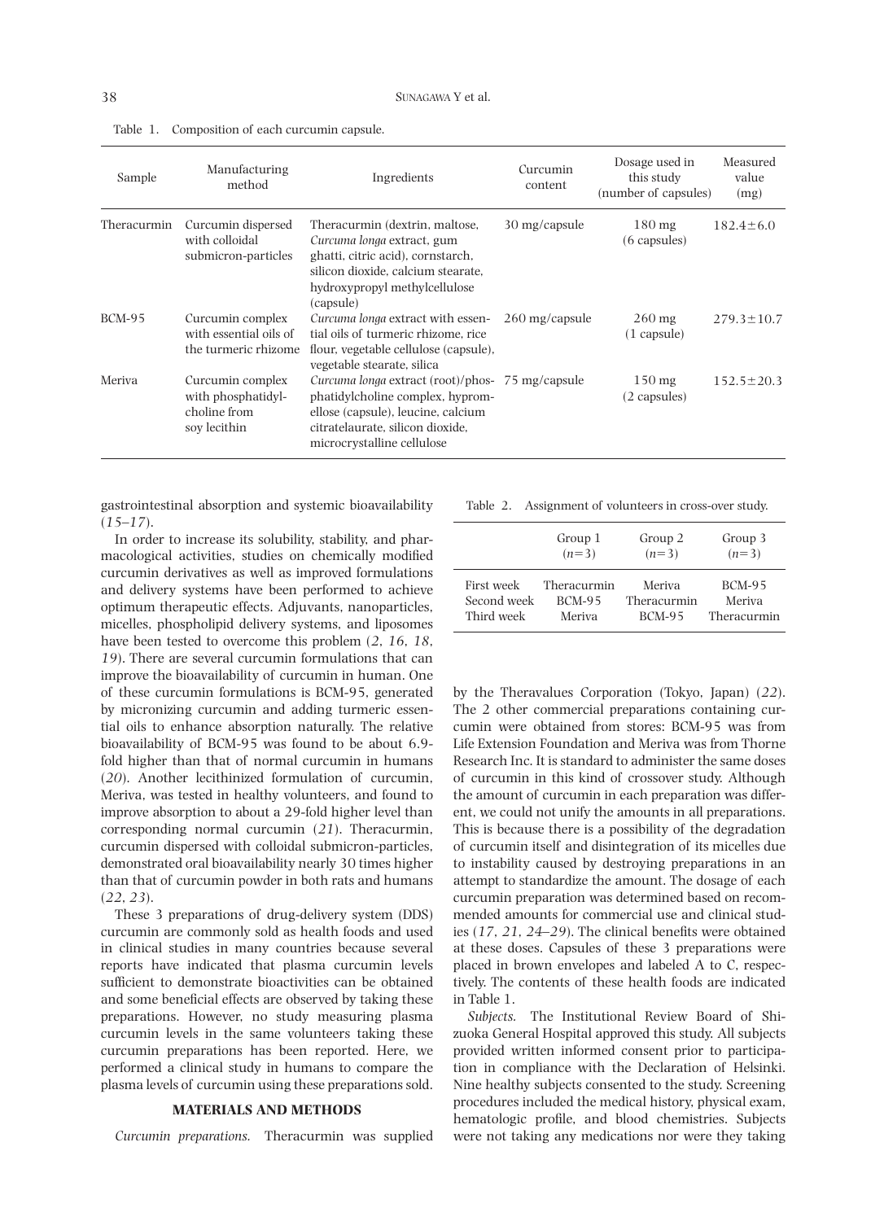Table 1. Composition of each curcumin capsule.

| Sample | Manufacturing method | Ingredients | Curcumin content | Dosage used in this study (number of capsules) | Measured value (mg) |
|---|---|---|---|---|---|
| Theracurmin | Curcumin dispersed with colloidal submicron-particles | Theracurmin (dextrin, maltose, *Curcuma longa* extract, gum ghatti, citric acid), cornstarch, silicon dioxide, calcium stearate, hydroxypropyl methylcellulose (capsule) | 30 mg/capsule | 180 mg (6 capsules) | 182.4±6.0 |
| BCM-95 | Curcumin complex with essential oils of the turmeric rhizome | *Curcuma longa* extract with essential oils of turmeric rhizome, rice flour, vegetable cellulose (capsule), vegetable stearate, silica | 260 mg/capsule | 260 mg (1 capsule) | 279.3±10.7 |
| Meriva | Curcumin complex with phosphatidylcholine from soy lecithin | *Curcuma longa* extract (root)/phosphatidylcholine complex, hypromellose (capsule), leucine, calcium citratelaurate, silicon dioxide, microcrystalline cellulose | 75 mg/capsule | 150 mg (2 capsules) | 152.5±20.3 |

gastrointestinal absorption and systemic bioavailability (*15–17*).

In order to increase its solubility, stability, and pharmacological activities, studies on chemically modified curcumin derivatives as well as improved formulations and delivery systems have been performed to achieve optimum therapeutic effects. Adjuvants, nanoparticles, micelles, phospholipid delivery systems, and liposomes have been tested to overcome this problem (*2*, *16*, *18*, *19*). There are several curcumin formulations that can improve the bioavailability of curcumin in human. One of these curcumin formulations is BCM-95, generated by micronizing curcumin and adding turmeric essential oils to enhance absorption naturally. The relative bioavailability of BCM-95 was found to be about 6.9-fold higher than that of normal curcumin in humans (*20*). Another lecithinized formulation of curcumin, Meriva, was tested in healthy volunteers, and found to improve absorption to about a 29-fold higher level than corresponding normal curcumin (*21*). Theracurmin, curcumin dispersed with colloidal submicron-particles, demonstrated oral bioavailability nearly 30 times higher than that of curcumin powder in both rats and humans (*22*, *23*).

These 3 preparations of drug-delivery system (DDS) curcumin are commonly sold as health foods and used in clinical studies in many countries because several reports have indicated that plasma curcumin levels sufficient to demonstrate bioactivities can be obtained and some beneficial effects are observed by taking these preparations. However, no study measuring plasma curcumin levels in the same volunteers taking these curcumin preparations has been reported. Here, we performed a clinical study in humans to compare the plasma levels of curcumin using these preparations sold.

## MATERIALS AND METHODS

*Curcumin preparations.* Theracurmin was supplied by the Theravalues Corporation (Tokyo, Japan) (*22*). The 2 other commercial preparations containing curcumin were obtained from stores: BCM-95 was from Life Extension Foundation and Meriva was from Thorne Research Inc. It is standard to administer the same doses of curcumin in this kind of crossover study. Although the amount of curcumin in each preparation was different, we could not unify the amounts in all preparations. This is because there is a possibility of the degradation of curcumin itself and disintegration of its micelles due to instability caused by destroying preparations in an attempt to standardize the amount. The dosage of each curcumin preparation was determined based on recommended amounts for commercial use and clinical studies (*17*, *21*, *24–29*). The clinical benefits were obtained at these doses. Capsules of these 3 preparations were placed in brown envelopes and labeled A to C, respectively. The contents of these health foods are indicated in Table 1.

Table 2. Assignment of volunteers in cross-over study.

| | Group 1 ($n$=3) | Group 2 ($n$=3) | Group 3 ($n$=3) |
|---|---|---|---|
| First week | Theracurmin | Meriva | BCM-95 |
| Second week | BCM-95 | Theracurmin | Meriva |
| Third week | Meriva | BCM-95 | Theracurmin |

*Subjects.* The Institutional Review Board of Shizuoka General Hospital approved this study. All subjects provided written informed consent prior to participation in compliance with the Declaration of Helsinki. Nine healthy subjects consented to the study. Screening procedures included the medical history, physical exam, hematologic profile, and blood chemistries. Subjects were not taking any medications nor were they taking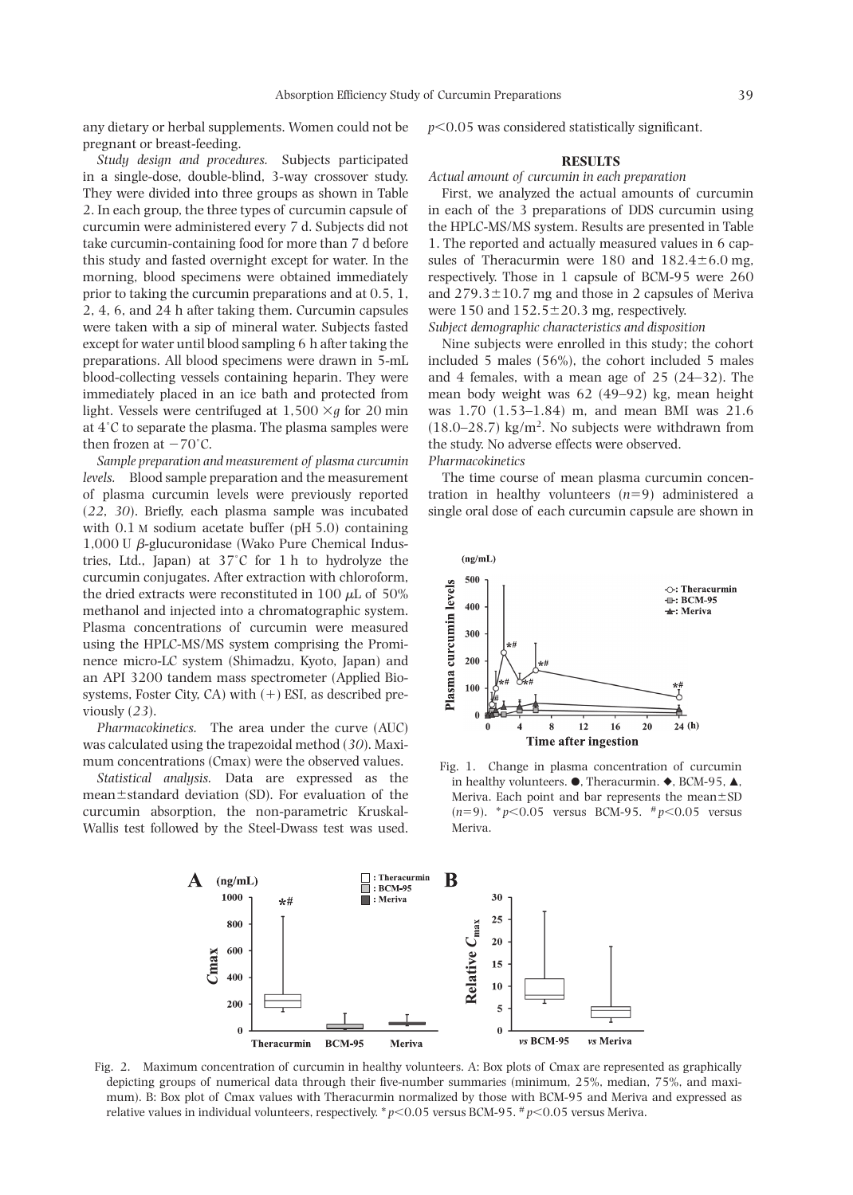any dietary or herbal supplements. Women could not be pregnant or breast-feeding.

*Study design and procedures.* Subjects participated in a single-dose, double-blind, 3-way crossover study. They were divided into three groups as shown in Table 2. In each group, the three types of curcumin capsule of curcumin were administered every 7 d. Subjects did not take curcumin-containing food for more than 7 d before this study and fasted overnight except for water. In the morning, blood specimens were obtained immediately prior to taking the curcumin preparations and at 0.5, 1, 2, 4, 6, and 24 h after taking them. Curcumin capsules were taken with a sip of mineral water. Subjects fasted except for water until blood sampling 6 h after taking the preparations. All blood specimens were drawn in 5-mL blood-collecting vessels containing heparin. They were immediately placed in an ice bath and protected from light. Vessels were centrifuged at 1,500 $\times g$ for 20 min at 4˚C to separate the plasma. The plasma samples were then frozen at −70˚C.

*Sample preparation and measurement of plasma curcumin levels.* Blood sample preparation and the measurement of plasma curcumin levels were previously reported (*22*, *30*). Briefly, each plasma sample was incubated with 0.1 M sodium acetate buffer (pH 5.0) containing 1,000 U $\beta$-glucuronidase (Wako Pure Chemical Industries, Ltd., Japan) at 37˚C for 1 h to hydrolyze the curcumin conjugates. After extraction with chloroform, the dried extracts were reconstituted in 100 $\mu$L of 50% methanol and injected into a chromatographic system. Plasma concentrations of curcumin were measured using the HPLC-MS/MS system comprising the Prominence micro-LC system (Shimadzu, Kyoto, Japan) and an API 3200 tandem mass spectrometer (Applied Biosystems, Foster City, CA) with (+) ESI, as described previously (*23*).

*Pharmacokinetics.* The area under the curve (AUC) was calculated using the trapezoidal method (*30*). Maximum concentrations (Cmax) were the observed values.

*Statistical analysis.* Data are expressed as the mean±standard deviation (SD). For evaluation of the curcumin absorption, the non-parametric Kruskal-Wallis test followed by the Steel-Dwass test was used. $p<0.05$ was considered statistically significant.

## RESULTS

*Actual amount of curcumin in each preparation*

First, we analyzed the actual amounts of curcumin in each of the 3 preparations of DDS curcumin using the HPLC-MS/MS system. Results are presented in Table 1. The reported and actually measured values in 6 capsules of Theracurmin were 180 and 182.4±6.0 mg, respectively. Those in 1 capsule of BCM-95 were 260 and 279.3±10.7 mg and those in 2 capsules of Meriva were 150 and 152.5±20.3 mg, respectively.

*Subject demographic characteristics and disposition*

Nine subjects were enrolled in this study; the cohort included 5 males (56%), the cohort included 5 males and 4 females, with a mean age of 25 (24–32). The mean body weight was 62 (49–92) kg, mean height was 1.70 (1.53–1.84) m, and mean BMI was 21.6 (18.0–28.7) kg/m$^2$. No subjects were withdrawn from the study. No adverse effects were observed.

*Pharmacokinetics*

The time course of mean plasma curcumin concentration in healthy volunteers ($n=9$) administered a single oral dose of each curcumin capsule are shown in

(ng/mL)
Plasma curcumin levels
500
400
300
200
100
0
0 4 8 12 16 20 24 (h)
Time after ingestion
○: Theracurmin
□: BCM-95
▲: Meriva
*#

Fig. 1. Change in plasma concentration of curcumin in healthy volunteers. ●, Theracurmin. ◆, BCM-95. ▲, Meriva. Each point and bar represents the mean±SD ($n=9$). * $p<0.05$ versus BCM-95. # $p<0.05$ versus Meriva.

A (ng/mL)
Cmax
1000
800
600
400
200
0
Theracurmin BCM-95 Meriva
*#
□: Theracurmin
□: BCM-95
■: Meriva

B
Relative $C_{max}$
30
25
20
15
10
5
0
*vs* BCM-95 *vs* Meriva

Fig. 2. Maximum concentration of curcumin in healthy volunteers. A: Box plots of Cmax are represented as graphically depicting groups of numerical data through their five-number summaries (minimum, 25%, median, 75%, and maximum). B: Box plot of Cmax values with Theracurmin normalized by those with BCM-95 and Meriva and expressed as relative values in individual volunteers, respectively. * $p<0.05$ versus BCM-95. # $p<0.05$ versus Meriva.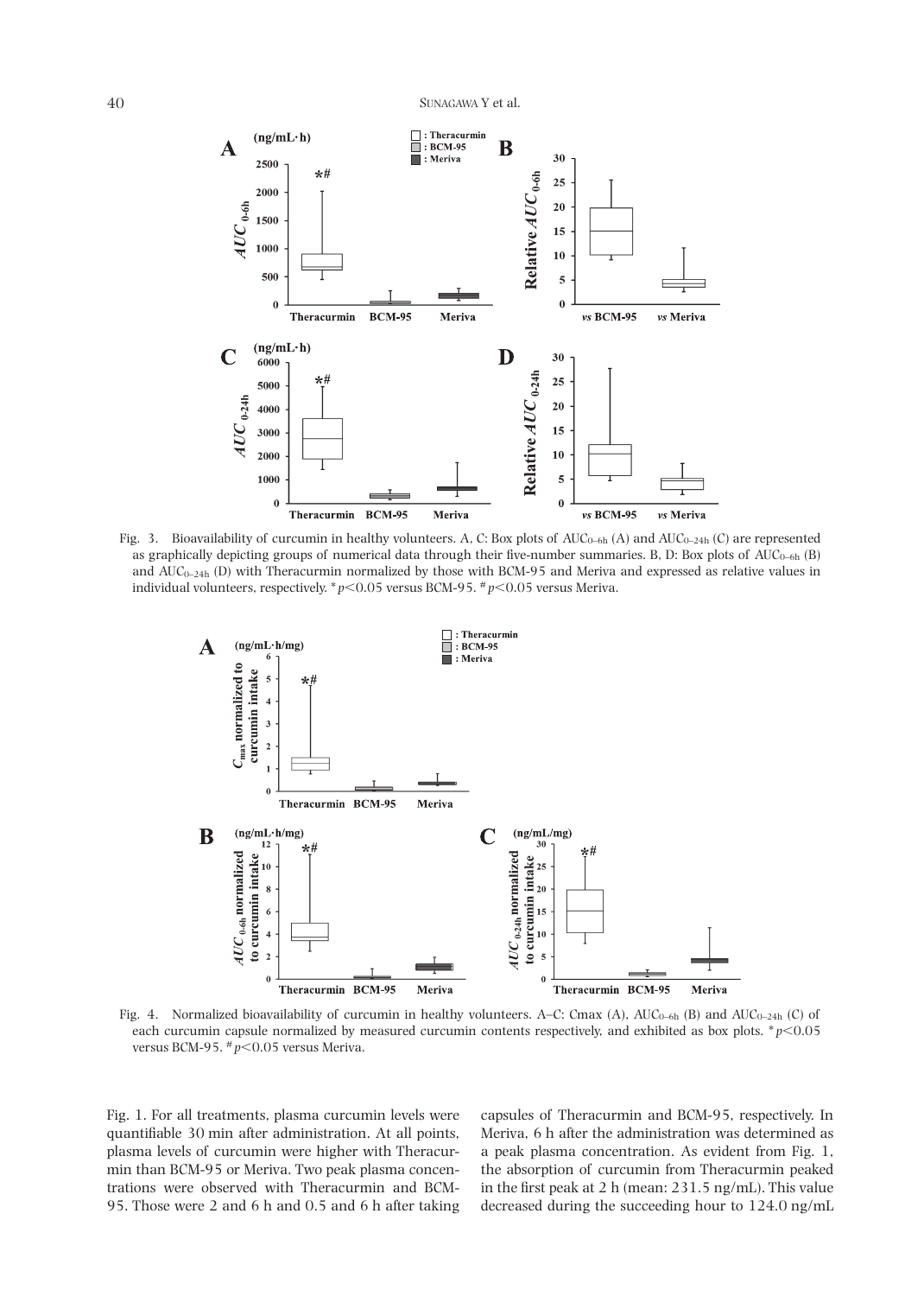A (ng/mL·h)

□ : Theracurmin
▨ : BCM-95
■ : Meriva

2500
2000
1500
1000
500
0

$AUC_{0\text{-}6h}$

*#

Theracurmin BCM-95 Meriva

B

30
25
20
15
10
5
0

Relative $AUC_{0\text{-}6h}$

*vs* BCM-95 *vs* Meriva

C (ng/mL·h)

6000
5000
4000
3000
2000
1000
0

$AUC_{0\text{-}24h}$

*#

Theracurmin BCM-95 Meriva

D

30
25
20
15
10
5
0

Relative $AUC_{0\text{-}24h}$

*vs* BCM-95 *vs* Meriva

Fig. 3. Bioavailability of curcumin in healthy volunteers. A, C: Box plots of $AUC_{0\text{–}6h}$ (A) and $AUC_{0\text{–}24h}$ (C) are represented as graphically depicting groups of numerical data through their five-number summaries. B, D: Box plots of $AUC_{0\text{–}6h}$ (B) and $AUC_{0\text{–}24h}$ (D) with Theracurmin normalized by those with BCM-95 and Meriva and expressed as relative values in individual volunteers, respectively. *$p<0.05$ versus BCM-95. #$p<0.05$ versus Meriva.

A (ng/mL·h/mg)

□ : Theracurmin
▨ : BCM-95
■ : Meriva

6
5
4
3
2
1
0

$C_{max}$ normalized to curcumin intake

*#

Theracurmin BCM-95 Meriva

B (ng/mL·h/mg)

12
10
8
6
4
2
0

$AUC_{0\text{-}6h}$ normalized to curcumin intake

*#

Theracurmin BCM-95 Meriva

C (ng/mL/mg)

30
25
20
15
10
5
0

$AUC_{0\text{-}24h}$ normalized to curcumin intake

*#

Theracurmin BCM-95 Meriva

Fig. 4. Normalized bioavailability of curcumin in healthy volunteers. A–C: Cmax (A), $AUC_{0\text{–}6h}$ (B) and $AUC_{0\text{–}24h}$ (C) of each curcumin capsule normalized by measured curcumin contents respectively, and exhibited as box plots. *$p<0.05$ versus BCM-95. #$p<0.05$ versus Meriva.

Fig. 1. For all treatments, plasma curcumin levels were quantifiable 30 min after administration. At all points, plasma levels of curcumin were higher with Theracurmin than BCM-95 or Meriva. Two peak plasma concentrations were observed with Theracurmin and BCM-95. Those were 2 and 6 h and 0.5 and 6 h after taking capsules of Theracurmin and BCM-95, respectively. In Meriva, 6 h after the administration was determined as a peak plasma concentration. As evident from Fig. 1, the absorption of curcumin from Theracurmin peaked in the first peak at 2 h (mean: 231.5 ng/mL). This value decreased during the succeeding hour to 124.0 ng/mL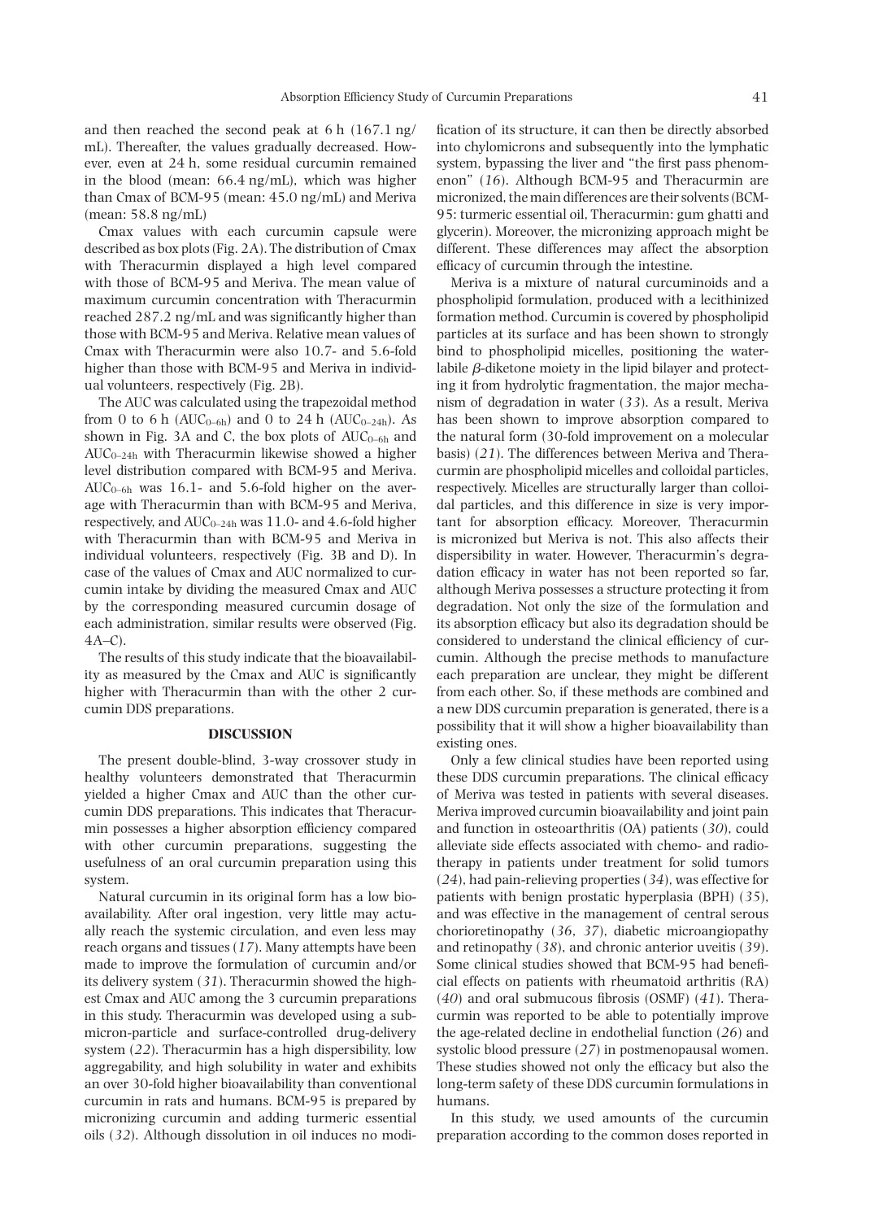and then reached the second peak at 6 h (167.1 ng/mL). Thereafter, the values gradually decreased. However, even at 24 h, some residual curcumin remained in the blood (mean: 66.4 ng/mL), which was higher than Cmax of BCM-95 (mean: 45.0 ng/mL) and Meriva (mean: 58.8 ng/mL)

Cmax values with each curcumin capsule were described as box plots (Fig. 2A). The distribution of Cmax with Theracurmin displayed a high level compared with those of BCM-95 and Meriva. The mean value of maximum curcumin concentration with Theracurmin reached 287.2 ng/mL and was significantly higher than those with BCM-95 and Meriva. Relative mean values of Cmax with Theracurmin were also 10.7- and 5.6-fold higher than those with BCM-95 and Meriva in individual volunteers, respectively (Fig. 2B).

The AUC was calculated using the trapezoidal method from 0 to 6 h ($AUC_{0–6h}$) and 0 to 24 h ($AUC_{0–24h}$). As shown in Fig. 3A and C, the box plots of $AUC_{0–6h}$ and $AUC_{0–24h}$ with Theracurmin likewise showed a higher level distribution compared with BCM-95 and Meriva. $AUC_{0–6h}$ was 16.1- and 5.6-fold higher on the average with Theracurmin than with BCM-95 and Meriva, respectively, and $AUC_{0–24h}$ was 11.0- and 4.6-fold higher with Theracurmin than with BCM-95 and Meriva in individual volunteers, respectively (Fig. 3B and D). In case of the values of Cmax and AUC normalized to curcumin intake by dividing the measured Cmax and AUC by the corresponding measured curcumin dosage of each administration, similar results were observed (Fig. 4A–C).

The results of this study indicate that the bioavailability as measured by the Cmax and AUC is significantly higher with Theracurmin than with the other 2 curcumin DDS preparations.

## DISCUSSION

The present double-blind, 3-way crossover study in healthy volunteers demonstrated that Theracurmin yielded a higher Cmax and AUC than the other curcumin DDS preparations. This indicates that Theracurmin possesses a higher absorption efficiency compared with other curcumin preparations, suggesting the usefulness of an oral curcumin preparation using this system.

Natural curcumin in its original form has a low bioavailability. After oral ingestion, very little may actually reach the systemic circulation, and even less may reach organs and tissues (*17*). Many attempts have been made to improve the formulation of curcumin and/or its delivery system (*31*). Theracurmin showed the highest Cmax and AUC among the 3 curcumin preparations in this study. Theracurmin was developed using a submicron-particle and surface-controlled drug-delivery system (*22*). Theracurmin has a high dispersibility, low aggregability, and high solubility in water and exhibits an over 30-fold higher bioavailability than conventional curcumin in rats and humans. BCM-95 is prepared by micronizing curcumin and adding turmeric essential oils (*32*). Although dissolution in oil induces no modification of its structure, it can then be directly absorbed into chylomicrons and subsequently into the lymphatic system, bypassing the liver and "the first pass phenomenon" (*16*). Although BCM-95 and Theracurmin are micronized, the main differences are their solvents (BCM-95: turmeric essential oil, Theracurmin: gum ghatti and glycerin). Moreover, the micronizing approach might be different. These differences may affect the absorption efficacy of curcumin through the intestine.

Meriva is a mixture of natural curcuminoids and a phospholipid formulation, produced with a lecithinized formation method. Curcumin is covered by phospholipid particles at its surface and has been shown to strongly bind to phospholipid micelles, positioning the water-labile $\beta$-diketone moiety in the lipid bilayer and protecting it from hydrolytic fragmentation, the major mechanism of degradation in water (*33*). As a result, Meriva has been shown to improve absorption compared to the natural form (30-fold improvement on a molecular basis) (*21*). The differences between Meriva and Theracurmin are phospholipid micelles and colloidal particles, respectively. Micelles are structurally larger than colloidal particles, and this difference in size is very important for absorption efficacy. Moreover, Theracurmin is micronized but Meriva is not. This also affects their dispersibility in water. However, Theracurmin's degradation efficacy in water has not been reported so far, although Meriva possesses a structure protecting it from degradation. Not only the size of the formulation and its absorption efficacy but also its degradation should be considered to understand the clinical efficiency of curcumin. Although the precise methods to manufacture each preparation are unclear, they might be different from each other. So, if these methods are combined and a new DDS curcumin preparation is generated, there is a possibility that it will show a higher bioavailability than existing ones.

Only a few clinical studies have been reported using these DDS curcumin preparations. The clinical efficacy of Meriva was tested in patients with several diseases. Meriva improved curcumin bioavailability and joint pain and function in osteoarthritis (OA) patients (*30*), could alleviate side effects associated with chemo- and radiotherapy in patients under treatment for solid tumors (*24*), had pain-relieving properties (*34*), was effective for patients with benign prostatic hyperplasia (BPH) (*35*), and was effective in the management of central serous chorioretinopathy (*36*, *37*), diabetic microangiopathy and retinopathy (*38*), and chronic anterior uveitis (*39*). Some clinical studies showed that BCM-95 had beneficial effects on patients with rheumatoid arthritis (RA) (*40*) and oral submucous fibrosis (OSMF) (*41*). Theracurmin was reported to be able to potentially improve the age-related decline in endothelial function (*26*) and systolic blood pressure (*27*) in postmenopausal women. These studies showed not only the efficacy but also the long-term safety of these DDS curcumin formulations in humans.

In this study, we used amounts of the curcumin preparation according to the common doses reported in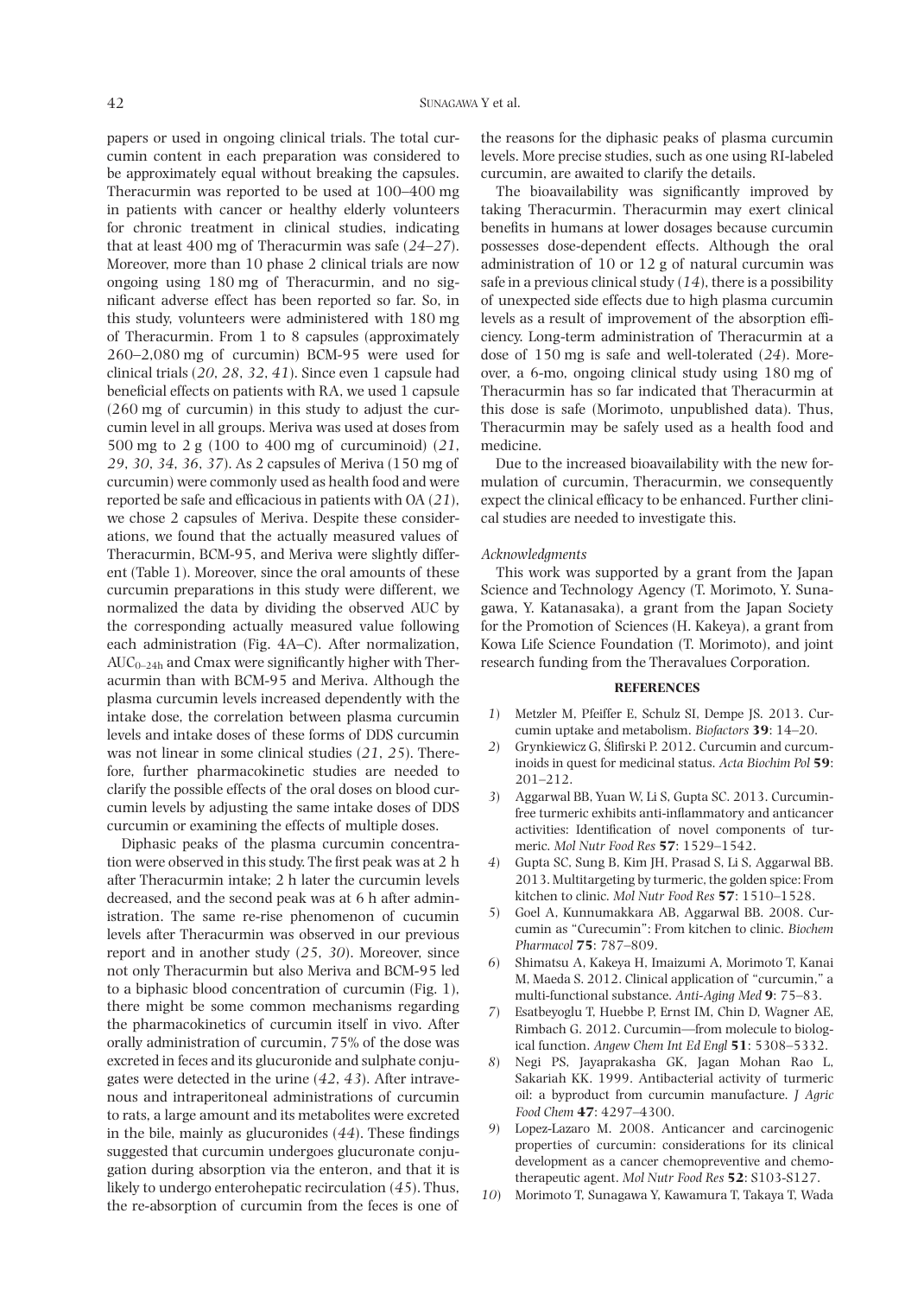papers or used in ongoing clinical trials. The total curcumin content in each preparation was considered to be approximately equal without breaking the capsules. Theracurmin was reported to be used at 100–400 mg in patients with cancer or healthy elderly volunteers for chronic treatment in clinical studies, indicating that at least 400 mg of Theracurmin was safe (*24*–*27*). Moreover, more than 10 phase 2 clinical trials are now ongoing using 180 mg of Theracurmin, and no significant adverse effect has been reported so far. So, in this study, volunteers were administered with 180 mg of Theracurmin. From 1 to 8 capsules (approximately 260–2,080 mg of curcumin) BCM-95 were used for clinical trials (*20*, *28*, *32*, *41*). Since even 1 capsule had beneficial effects on patients with RA, we used 1 capsule (260 mg of curcumin) in this study to adjust the curcumin level in all groups. Meriva was used at doses from 500 mg to 2 g (100 to 400 mg of curcuminoid) (*21*, *29*, *30*, *34*, *36*, *37*). As 2 capsules of Meriva (150 mg of curcumin) were commonly used as health food and were reported be safe and efficacious in patients with OA (*21*), we chose 2 capsules of Meriva. Despite these considerations, we found that the actually measured values of Theracurmin, BCM-95, and Meriva were slightly different (Table 1). Moreover, since the oral amounts of these curcumin preparations in this study were different, we normalized the data by dividing the observed AUC by the corresponding actually measured value following each administration (Fig. 4A–C). After normalization, $AUC_{0-24h}$ and Cmax were significantly higher with Theracurmin than with BCM-95 and Meriva. Although the plasma curcumin levels increased dependently with the intake dose, the correlation between plasma curcumin levels and intake doses of these forms of DDS curcumin was not linear in some clinical studies (*21*, *25*). Therefore, further pharmacokinetic studies are needed to clarify the possible effects of the oral doses on blood curcumin levels by adjusting the same intake doses of DDS curcumin or examining the effects of multiple doses.

Diphasic peaks of the plasma curcumin concentration were observed in this study. The first peak was at 2 h after Theracurmin intake; 2 h later the curcumin levels decreased, and the second peak was at 6 h after administration. The same re-rise phenomenon of cucumin levels after Theracurmin was observed in our previous report and in another study (*25*, *30*). Moreover, since not only Theracurmin but also Meriva and BCM-95 led to a biphasic blood concentration of curcumin (Fig. 1), there might be some common mechanisms regarding the pharmacokinetics of curcumin itself in vivo. After orally administration of curcumin, 75% of the dose was excreted in feces and its glucuronide and sulphate conjugates were detected in the urine (*42*, *43*). After intravenous and intraperitoneal administrations of curcumin to rats, a large amount and its metabolites were excreted in the bile, mainly as glucuronides (*44*). These findings suggested that curcumin undergoes glucuronate conjugation during absorption via the enteron, and that it is likely to undergo enterohepatic recirculation (*45*). Thus, the re-absorption of curcumin from the feces is one of the reasons for the diphasic peaks of plasma curcumin levels. More precise studies, such as one using RI-labeled curcumin, are awaited to clarify the details.

The bioavailability was significantly improved by taking Theracurmin. Theracurmin may exert clinical benefits in humans at lower dosages because curcumin possesses dose-dependent effects. Although the oral administration of 10 or 12 g of natural curcumin was safe in a previous clinical study (*14*), there is a possibility of unexpected side effects due to high plasma curcumin levels as a result of improvement of the absorption efficiency. Long-term administration of Theracurmin at a dose of 150 mg is safe and well-tolerated (*24*). Moreover, a 6-mo, ongoing clinical study using 180 mg of Theracurmin has so far indicated that Theracurmin at this dose is safe (Morimoto, unpublished data). Thus, Theracurmin may be safely used as a health food and medicine.

Due to the increased bioavailability with the new formulation of curcumin, Theracurmin, we consequently expect the clinical efficacy to be enhanced. Further clinical studies are needed to investigate this.

*Acknowledgments*

This work was supported by a grant from the Japan Science and Technology Agency (T. Morimoto, Y. Sunagawa, Y. Katanasaka), a grant from the Japan Society for the Promotion of Sciences (H. Kakeya), a grant from Kowa Life Science Foundation (T. Morimoto), and joint research funding from the Theravalues Corporation.

## REFERENCES

1) Metzler M, Pfeiffer E, Schulz SI, Dempe JS. 2013. Curcumin uptake and metabolism. *Biofactors* **39**: 14–20.
2) Grynkiewicz G, Ślifirski P. 2012. Curcumin and curcuminoids in quest for medicinal status. *Acta Biochim Pol* **59**: 201–212.
3) Aggarwal BB, Yuan W, Li S, Gupta SC. 2013. Curcumin-free turmeric exhibits anti-inflammatory and anticancer activities: Identification of novel components of turmeric. *Mol Nutr Food Res* **57**: 1529–1542.
4) Gupta SC, Sung B, Kim JH, Prasad S, Li S, Aggarwal BB. 2013. Multitargeting by turmeric, the golden spice: From kitchen to clinic. *Mol Nutr Food Res* **57**: 1510–1528.
5) Goel A, Kunnumakkara AB, Aggarwal BB. 2008. Curcumin as "Curecumin": From kitchen to clinic. *Biochem Pharmacol* **75**: 787–809.
6) Shimatsu A, Kakeya H, Imaizumi A, Morimoto T, Kanai M, Maeda S. 2012. Clinical application of "curcumin," a multi-functional substance. *Anti-Aging Med* **9**: 75–83.
7) Esatbeyoglu T, Huebbe P, Ernst IM, Chin D, Wagner AE, Rimbach G. 2012. Curcumin—from molecule to biological function. *Angew Chem Int Ed Engl* **51**: 5308–5332.
8) Negi PS, Jayaprakasha GK, Jagan Mohan Rao L, Sakariah KK. 1999. Antibacterial activity of turmeric oil: a byproduct from curcumin manufacture. *J Agric Food Chem* **47**: 4297–4300.
9) Lopez-Lazaro M. 2008. Anticancer and carcinogenic properties of curcumin: considerations for its clinical development as a cancer chemopreventive and chemotherapeutic agent. *Mol Nutr Food Res* **52**: S103-S127.
10) Morimoto T, Sunagawa Y, Kawamura T, Takaya T, Wada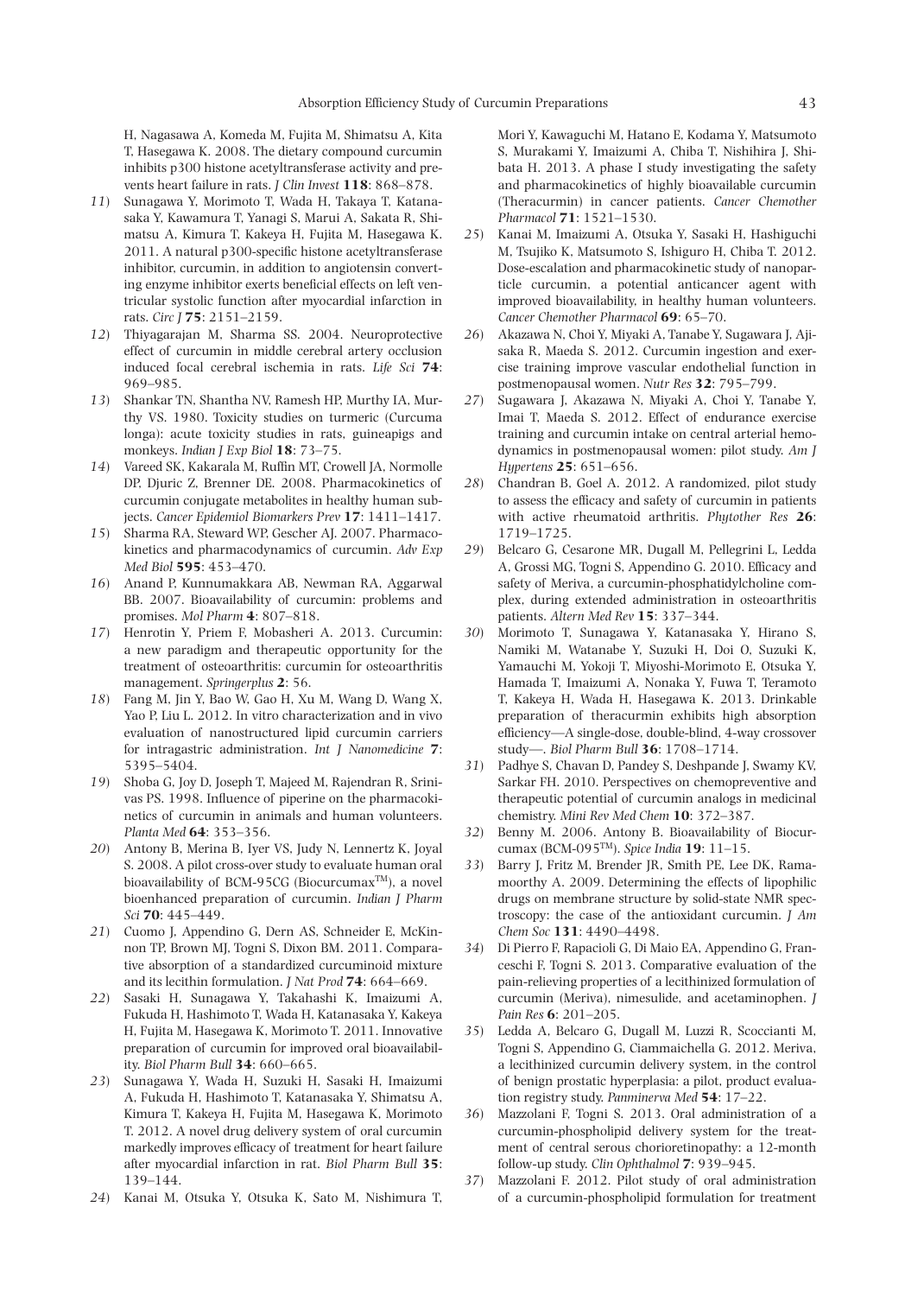H, Nagasawa A, Komeda M, Fujita M, Shimatsu A, Kita T, Hasegawa K. 2008. The dietary compound curcumin inhibits p300 histone acetyltransferase activity and prevents heart failure in rats. *J Clin Invest* **118**: 868–878.

11) Sunagawa Y, Morimoto T, Wada H, Takaya T, Katanasaka Y, Kawamura T, Yanagi S, Marui A, Sakata R, Shimatsu A, Kimura T, Kakeya H, Fujita M, Hasegawa K. 2011. A natural p300-specific histone acetyltransferase inhibitor, curcumin, in addition to angiotensin converting enzyme inhibitor exerts beneficial effects on left ventricular systolic function after myocardial infarction in rats. *Circ J* **75**: 2151–2159.

12) Thiyagarajan M, Sharma SS. 2004. Neuroprotective effect of curcumin in middle cerebral artery occlusion induced focal cerebral ischemia in rats. *Life Sci* **74**: 969–985.

13) Shankar TN, Shantha NV, Ramesh HP, Murthy IA, Murthy VS. 1980. Toxicity studies on turmeric (Curcuma longa): acute toxicity studies in rats, guineapigs and monkeys. *Indian J Exp Biol* **18**: 73–75.

14) Vareed SK, Kakarala M, Ruffin MT, Crowell JA, Normolle DP, Djuric Z, Brenner DE. 2008. Pharmacokinetics of curcumin conjugate metabolites in healthy human subjects. *Cancer Epidemiol Biomarkers Prev* **17**: 1411–1417.

15) Sharma RA, Steward WP, Gescher AJ. 2007. Pharmacokinetics and pharmacodynamics of curcumin. *Adv Exp Med Biol* **595**: 453–470.

16) Anand P, Kunnumakkara AB, Newman RA, Aggarwal BB. 2007. Bioavailability of curcumin: problems and promises. *Mol Pharm* **4**: 807–818.

17) Henrotin Y, Priem F, Mobasheri A. 2013. Curcumin: a new paradigm and therapeutic opportunity for the treatment of osteoarthritis: curcumin for osteoarthritis management. *Springerplus* **2**: 56.

18) Fang M, Jin Y, Bao W, Gao H, Xu M, Wang D, Wang X, Yao P, Liu L. 2012. In vitro characterization and in vivo evaluation of nanostructured lipid curcumin carriers for intragastric administration. *Int J Nanomedicine* **7**: 5395–5404.

19) Shoba G, Joy D, Joseph T, Majeed M, Rajendran R, Srinivas PS. 1998. Influence of piperine on the pharmacokinetics of curcumin in animals and human volunteers. *Planta Med* **64**: 353–356.

20) Antony B, Merina B, Iyer VS, Judy N, Lennertz K, Joyal S. 2008. A pilot cross-over study to evaluate human oral bioavailability of BCM-95CG (Biocurcumax™), a novel bioenhanced preparation of curcumin. *Indian J Pharm Sci* **70**: 445–449.

21) Cuomo J, Appendino G, Dern AS, Schneider E, McKinnon TP, Brown MJ, Togni S, Dixon BM. 2011. Comparative absorption of a standardized curcuminoid mixture and its lecithin formulation. *J Nat Prod* **74**: 664–669.

22) Sasaki H, Sunagawa Y, Takahashi K, Imaizumi A, Fukuda H, Hashimoto T, Wada H, Katanasaka Y, Kakeya H, Fujita M, Hasegawa K, Morimoto T. 2011. Innovative preparation of curcumin for improved oral bioavailability. *Biol Pharm Bull* **34**: 660–665.

23) Sunagawa Y, Wada H, Suzuki H, Sasaki H, Imaizumi A, Fukuda H, Hashimoto T, Katanasaka Y, Shimatsu A, Kimura T, Kakeya H, Fujita M, Hasegawa K, Morimoto T. 2012. A novel drug delivery system of oral curcumin markedly improves efficacy of treatment for heart failure after myocardial infarction in rat. *Biol Pharm Bull* **35**: 139–144.

24) Kanai M, Otsuka Y, Otsuka K, Sato M, Nishimura T, Mori Y, Kawaguchi M, Hatano E, Kodama Y, Matsumoto S, Murakami Y, Imaizumi A, Chiba T, Nishihira J, Shibata H. 2013. A phase I study investigating the safety and pharmacokinetics of highly bioavailable curcumin (Theracurmin) in cancer patients. *Cancer Chemother Pharmacol* **71**: 1521–1530.

25) Kanai M, Imaizumi A, Otsuka Y, Sasaki H, Hashiguchi M, Tsujiko K, Matsumoto S, Ishiguro H, Chiba T. 2012. Dose-escalation and pharmacokinetic study of nanoparticle curcumin, a potential anticancer agent with improved bioavailability, in healthy human volunteers. *Cancer Chemother Pharmacol* **69**: 65–70.

26) Akazawa N, Choi Y, Miyaki A, Tanabe Y, Sugawara J, Ajisaka R, Maeda S. 2012. Curcumin ingestion and exercise training improve vascular endothelial function in postmenopausal women. *Nutr Res* **32**: 795–799.

27) Sugawara J, Akazawa N, Miyaki A, Choi Y, Tanabe Y, Imai T, Maeda S. 2012. Effect of endurance exercise training and curcumin intake on central arterial hemodynamics in postmenopausal women: pilot study. *Am J Hypertens* **25**: 651–656.

28) Chandran B, Goel A. 2012. A randomized, pilot study to assess the efficacy and safety of curcumin in patients with active rheumatoid arthritis. *Phytother Res* **26**: 1719–1725.

29) Belcaro G, Cesarone MR, Dugall M, Pellegrini L, Ledda A, Grossi MG, Togni S, Appendino G. 2010. Efficacy and safety of Meriva, a curcumin-phosphatidylcholine complex, during extended administration in osteoarthritis patients. *Altern Med Rev* **15**: 337–344.

30) Morimoto T, Sunagawa Y, Katanasaka Y, Hirano S, Namiki M, Watanabe Y, Suzuki H, Doi O, Suzuki K, Yamauchi M, Yokoji T, Miyoshi-Morimoto E, Otsuka Y, Hamada T, Imaizumi A, Nonaka Y, Fuwa T, Teramoto T, Kakeya H, Wada H, Hasegawa K. 2013. Drinkable preparation of theracurmin exhibits high absorption efficiency—A single-dose, double-blind, 4-way crossover study—. *Biol Pharm Bull* **36**: 1708–1714.

31) Padhye S, Chavan D, Pandey S, Deshpande J, Swamy KV, Sarkar FH. 2010. Perspectives on chemopreventive and therapeutic potential of curcumin analogs in medicinal chemistry. *Mini Rev Med Chem* **10**: 372–387.

32) Benny M. 2006. Antony B. Bioavailability of Biocurcumax (BCM-095™). *Spice India* **19**: 11–15.

33) Barry J, Fritz M, Brender JR, Smith PE, Lee DK, Ramamoorthy A. 2009. Determining the effects of lipophilic drugs on membrane structure by solid-state NMR spectroscopy: the case of the antioxidant curcumin. *J Am Chem Soc* **131**: 4490–4498.

34) Di Pierro F, Rapacioli G, Di Maio EA, Appendino G, Franceschi F, Togni S. 2013. Comparative evaluation of the pain-relieving properties of a lecithinized formulation of curcumin (Meriva), nimesulide, and acetaminophen. *J Pain Res* **6**: 201–205.

35) Ledda A, Belcaro G, Dugall M, Luzzi R, Scoccianti M, Togni S, Appendino G, Ciammaichella G. 2012. Meriva, a lecithinized curcumin delivery system, in the control of benign prostatic hyperplasia: a pilot, product evaluation registry study. *Panminerva Med* **54**: 17–22.

36) Mazzolani F, Togni S. 2013. Oral administration of a curcumin-phospholipid delivery system for the treatment of central serous chorioretinopathy: a 12-month follow-up study. *Clin Ophthalmol* **7**: 939–945.

37) Mazzolani F. 2012. Pilot study of oral administration of a curcumin-phospholipid formulation for treatment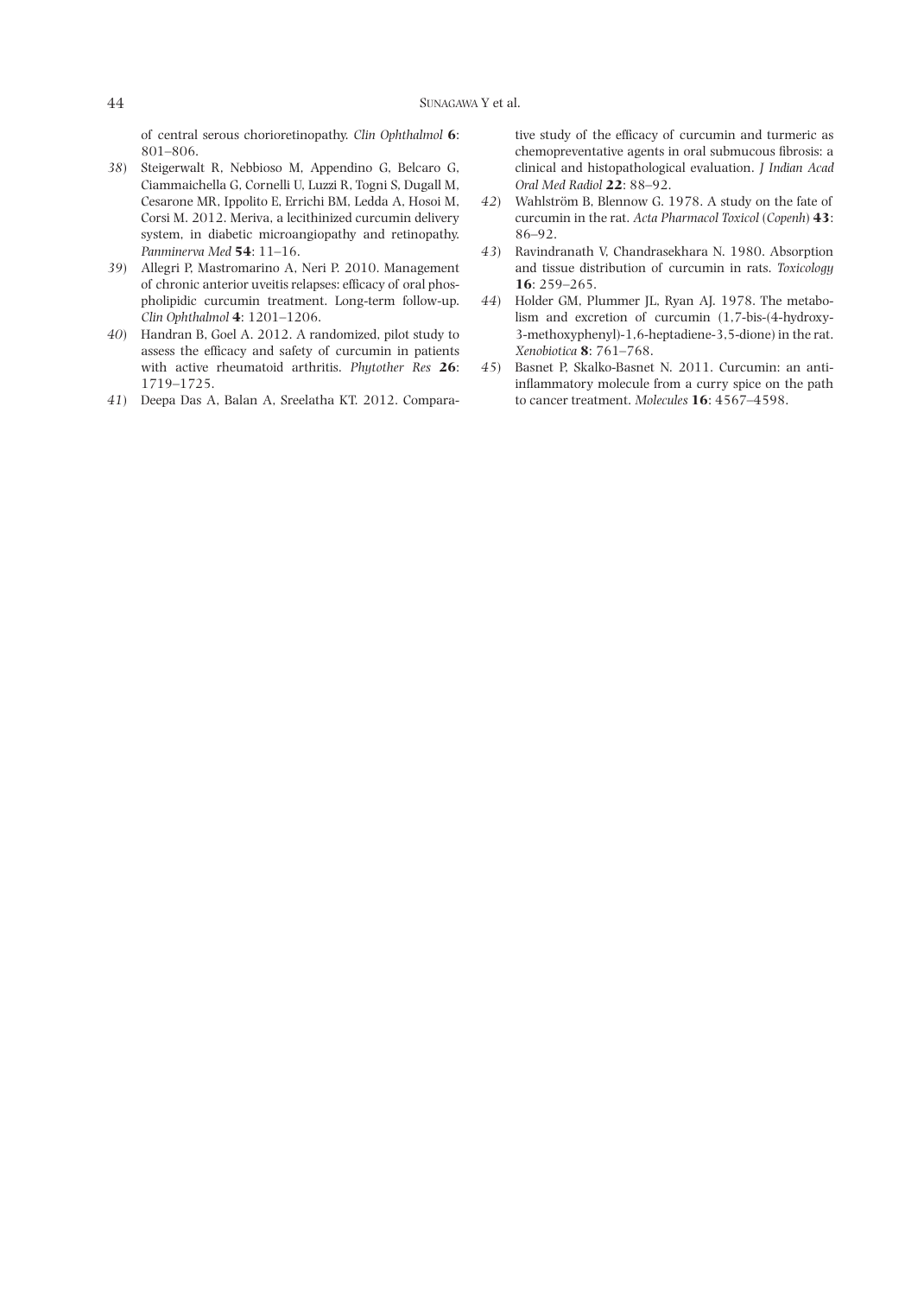of central serous chorioretinopathy. *Clin Ophthalmol* **6**: 801–806.

38) Steigerwalt R, Nebbioso M, Appendino G, Belcaro G, Ciammaichella G, Cornelli U, Luzzi R, Togni S, Dugall M, Cesarone MR, Ippolito E, Errichi BM, Ledda A, Hosoi M, Corsi M. 2012. Meriva, a lecithinized curcumin delivery system, in diabetic microangiopathy and retinopathy. *Panminerva Med* **54**: 11–16.

39) Allegri P, Mastromarino A, Neri P. 2010. Management of chronic anterior uveitis relapses: efficacy of oral phospholipidic curcumin treatment. Long-term follow-up. *Clin Ophthalmol* **4**: 1201–1206.

40) Handran B, Goel A. 2012. A randomized, pilot study to assess the efficacy and safety of curcumin in patients with active rheumatoid arthritis. *Phytother Res* **26**: 1719–1725.

41) Deepa Das A, Balan A, Sreelatha KT. 2012. Comparative study of the efficacy of curcumin and turmeric as chemopreventative agents in oral submucous fibrosis: a clinical and histopathological evaluation. *J Indian Acad Oral Med Radiol* **22**: 88–92.

42) Wahlström B, Blennow G. 1978. A study on the fate of curcumin in the rat. *Acta Pharmacol Toxicol* (*Copenh*) **43**: 86–92.

43) Ravindranath V, Chandrasekhara N. 1980. Absorption and tissue distribution of curcumin in rats. *Toxicology* **16**: 259–265.

44) Holder GM, Plummer JL, Ryan AJ. 1978. The metabolism and excretion of curcumin (1,7-bis-(4-hydroxy-3-methoxyphenyl)-1,6-heptadiene-3,5-dione) in the rat. *Xenobiotica* **8**: 761–768.

45) Basnet P, Skalko-Basnet N. 2011. Curcumin: an anti-inflammatory molecule from a curry spice on the path to cancer treatment. *Molecules* **16**: 4567–4598.